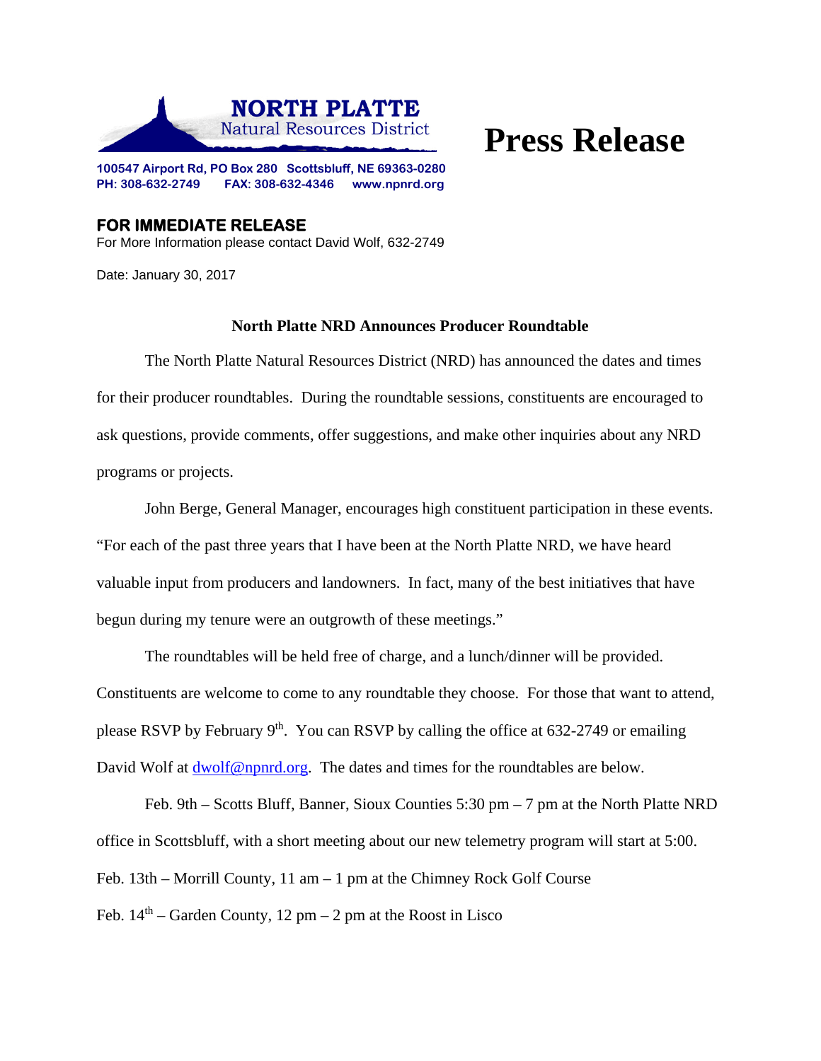**NORTH PLATTE**
Natural Resources District

# Press Release

100547 Airport Rd, PO Box 280 Scottsbluff, NE 69363-0280
PH: 308-632-2749 FAX: 308-632-4346 www.npnrd.org

**FOR IMMEDIATE RELEASE**
For More Information please contact David Wolf, 632-2749

Date: January 30, 2017

**North Platte NRD Announces Producer Roundtable**

The North Platte Natural Resources District (NRD) has announced the dates and times for their producer roundtables. During the roundtable sessions, constituents are encouraged to ask questions, provide comments, offer suggestions, and make other inquiries about any NRD programs or projects.

John Berge, General Manager, encourages high constituent participation in these events. "For each of the past three years that I have been at the North Platte NRD, we have heard valuable input from producers and landowners. In fact, many of the best initiatives that have begun during my tenure were an outgrowth of these meetings."

The roundtables will be held free of charge, and a lunch/dinner will be provided. Constituents are welcome to come to any roundtable they choose. For those that want to attend, please RSVP by February 9th. You can RSVP by calling the office at 632-2749 or emailing David Wolf at dwolf@npnrd.org. The dates and times for the roundtables are below.

Feb. 9th – Scotts Bluff, Banner, Sioux Counties 5:30 pm – 7 pm at the North Platte NRD office in Scottsbluff, with a short meeting about our new telemetry program will start at 5:00.

Feb. 13th – Morrill County, 11 am – 1 pm at the Chimney Rock Golf Course

Feb. 14th – Garden County, 12 pm – 2 pm at the Roost in Lisco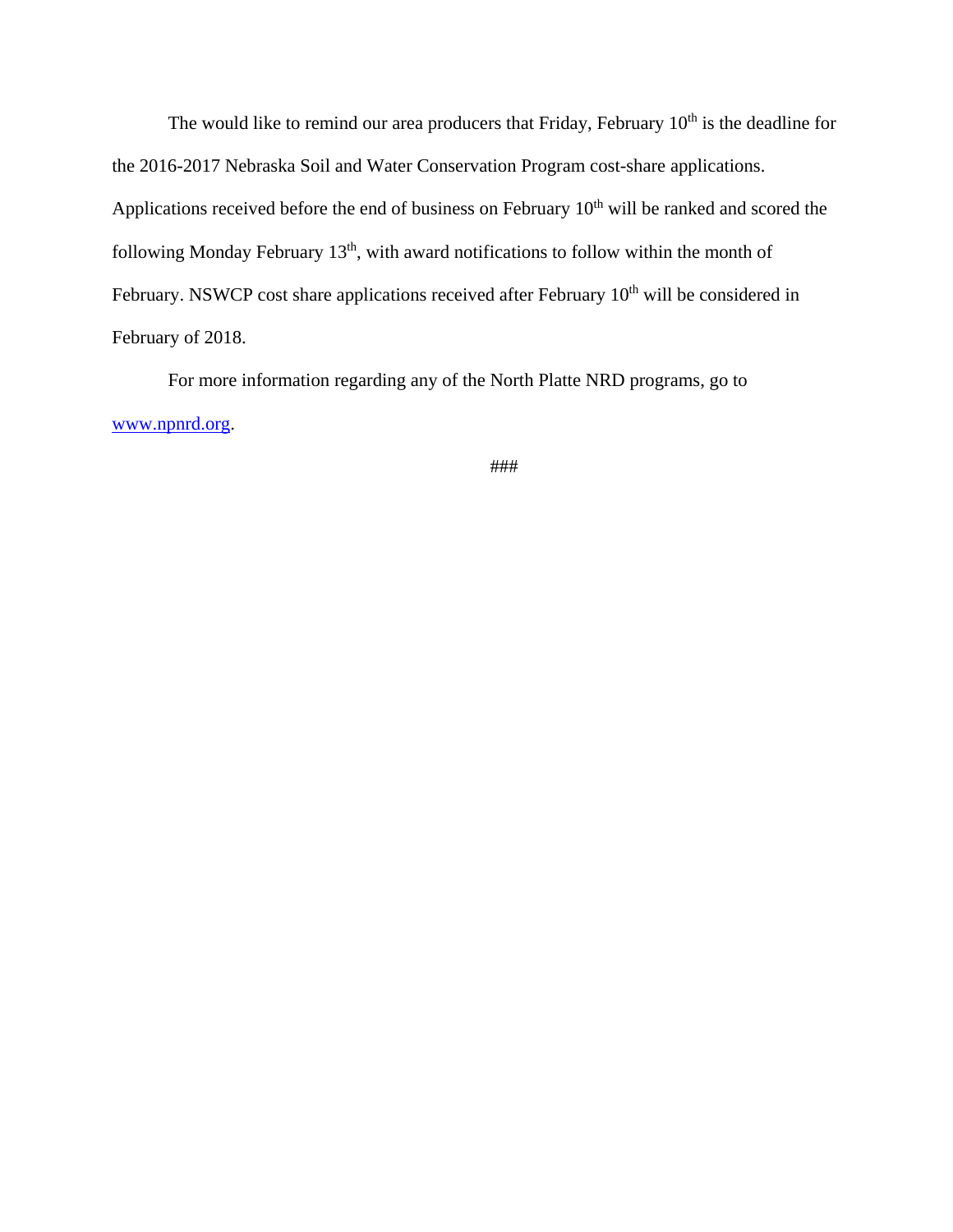The would like to remind our area producers that Friday, February 10th is the deadline for the 2016-2017 Nebraska Soil and Water Conservation Program cost-share applications. Applications received before the end of business on February 10th will be ranked and scored the following Monday February 13th, with award notifications to follow within the month of February. NSWCP cost share applications received after February 10th will be considered in February of 2018.

For more information regarding any of the North Platte NRD programs, go to www.npnrd.org.

###